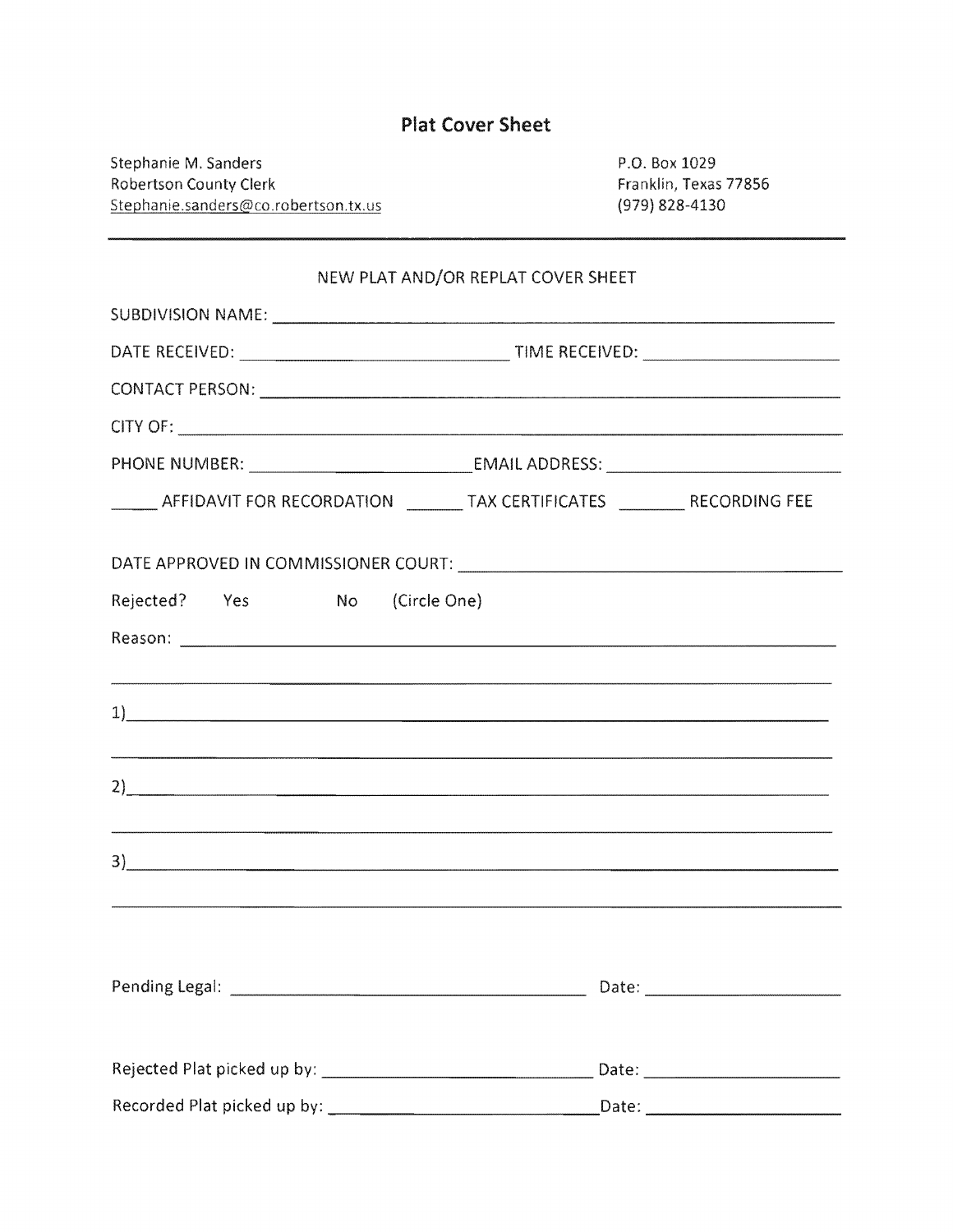# Plat Cover Sheet

Stephanie M. Sanders
Robertson County Clerk
Stephanie.sanders@co.robertson.tx.us

P.O. Box 1029
Franklin, Texas 77856
(979) 828-4130

---

NEW PLAT AND/OR REPLAT COVER SHEET

SUBDIVISION NAME: ____________________________________________

DATE RECEIVED: ______________________ TIME RECEIVED: ________________

CONTACT PERSON: ______________________________________________

CITY OF: _____________________________________________________

PHONE NUMBER: __________________ EMAIL ADDRESS: __________________

_____ AFFIDAVIT FOR RECORDATION _____ TAX CERTIFICATES _____ RECORDING FEE

DATE APPROVED IN COMMISSIONER COURT: ______________________________

Rejected? Yes No (Circle One)

Reason: ______________________________________________________

______________________________________________________________

1)____________________________________________________________

______________________________________________________________

2)____________________________________________________________

______________________________________________________________

3)____________________________________________________________

______________________________________________________________

Pending Legal: ______________________________ Date: ________________

Rejected Plat picked up by: ______________________ Date: ________________

Recorded Plat picked up by: ______________________ Date: ________________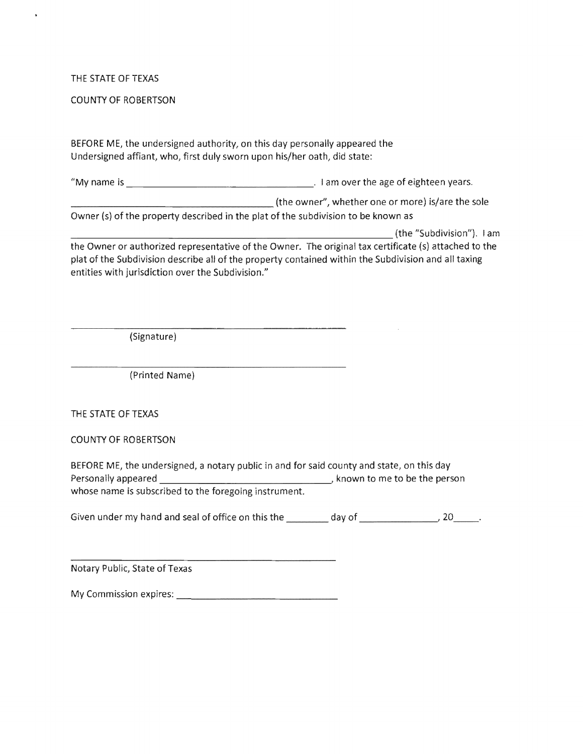THE STATE OF TEXAS

COUNTY OF ROBERTSON

BEFORE ME, the undersigned authority, on this day personally appeared the Undersigned affiant, who, first duly sworn upon his/her oath, did state:

"My name is ______________________________. I am over the age of eighteen years.

____________________________________ (the owner", whether one or more) is/are the sole Owner (s) of the property described in the plat of the subdivision to be known as

____________________________________________________________ (the "Subdivision"). I am the Owner or authorized representative of the Owner. The original tax certificate (s) attached to the plat of the Subdivision describe all of the property contained within the Subdivision and all taxing entities with jurisdiction over the Subdivision."

____________________________________________

(Signature)

____________________________________________

(Printed Name)

THE STATE OF TEXAS

COUNTY OF ROBERTSON

BEFORE ME, the undersigned, a notary public in and for said county and state, on this day Personally appeared ______________________________, known to me to be the person whose name is subscribed to the foregoing instrument.

Given under my hand and seal of office on this the ________ day of ______________, 20_____.

____________________________________________

Notary Public, State of Texas

My Commission expires: ____________________________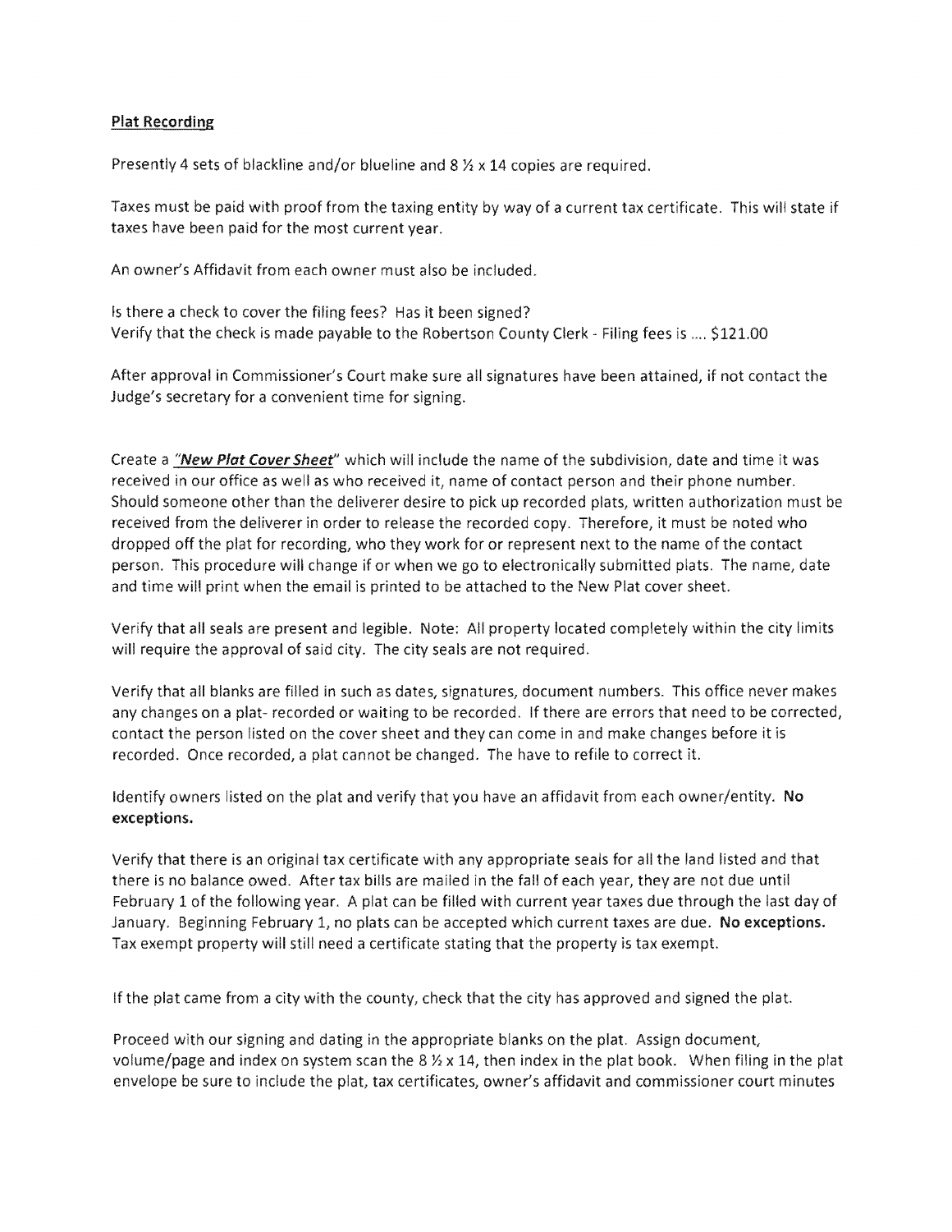**Plat Recording**

Presently 4 sets of blackline and/or blueline and 8 ½ x 14 copies are required.

Taxes must be paid with proof from the taxing entity by way of a current tax certificate. This will state if taxes have been paid for the most current year.

An owner's Affidavit from each owner must also be included.

Is there a check to cover the filing fees? Has it been signed?
Verify that the check is made payable to the Robertson County Clerk - Filing fees is .... $121.00

After approval in Commissioner's Court make sure all signatures have been attained, if not contact the Judge's secretary for a convenient time for signing.

Create a ***"New Plat Cover Sheet"*** which will include the name of the subdivision, date and time it was received in our office as well as who received it, name of contact person and their phone number. Should someone other than the deliverer desire to pick up recorded plats, written authorization must be received from the deliverer in order to release the recorded copy. Therefore, it must be noted who dropped off the plat for recording, who they work for or represent next to the name of the contact person. This procedure will change if or when we go to electronically submitted plats. The name, date and time will print when the email is printed to be attached to the New Plat cover sheet.

Verify that all seals are present and legible. Note: All property located completely within the city limits will require the approval of said city. The city seals are not required.

Verify that all blanks are filled in such as dates, signatures, document numbers. This office never makes any changes on a plat- recorded or waiting to be recorded. If there are errors that need to be corrected, contact the person listed on the cover sheet and they can come in and make changes before it is recorded. Once recorded, a plat cannot be changed. The have to refile to correct it.

Identify owners listed on the plat and verify that you have an affidavit from each owner/entity. **No exceptions.**

Verify that there is an original tax certificate with any appropriate seals for all the land listed and that there is no balance owed. After tax bills are mailed in the fall of each year, they are not due until February 1 of the following year. A plat can be filled with current year taxes due through the last day of January. Beginning February 1, no plats can be accepted which current taxes are due. **No exceptions.** Tax exempt property will still need a certificate stating that the property is tax exempt.

If the plat came from a city with the county, check that the city has approved and signed the plat.

Proceed with our signing and dating in the appropriate blanks on the plat. Assign document, volume/page and index on system scan the 8 ½ x 14, then index in the plat book. When filing in the plat envelope be sure to include the plat, tax certificates, owner's affidavit and commissioner court minutes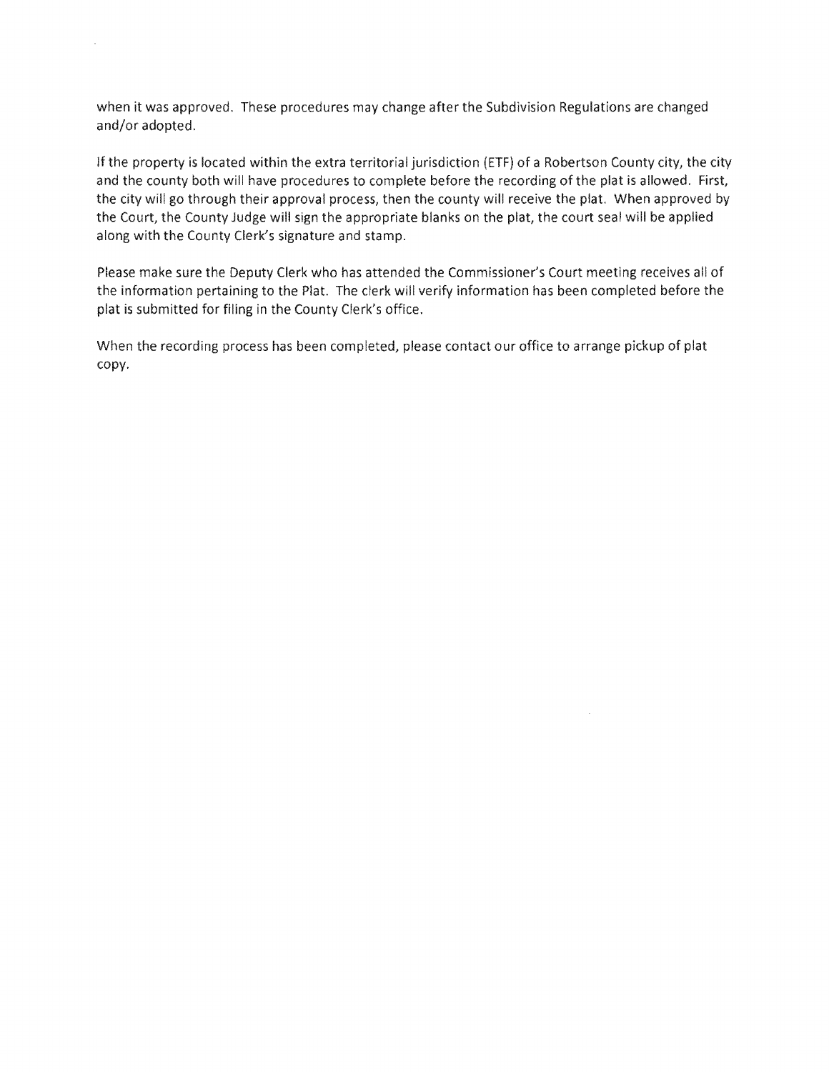when it was approved. These procedures may change after the Subdivision Regulations are changed and/or adopted.

If the property is located within the extra territorial jurisdiction (ETF) of a Robertson County city, the city and the county both will have procedures to complete before the recording of the plat is allowed. First, the city will go through their approval process, then the county will receive the plat. When approved by the Court, the County Judge will sign the appropriate blanks on the plat, the court seal will be applied along with the County Clerk's signature and stamp.

Please make sure the Deputy Clerk who has attended the Commissioner's Court meeting receives all of the information pertaining to the Plat. The clerk will verify information has been completed before the plat is submitted for filing in the County Clerk's office.

When the recording process has been completed, please contact our office to arrange pickup of plat copy.